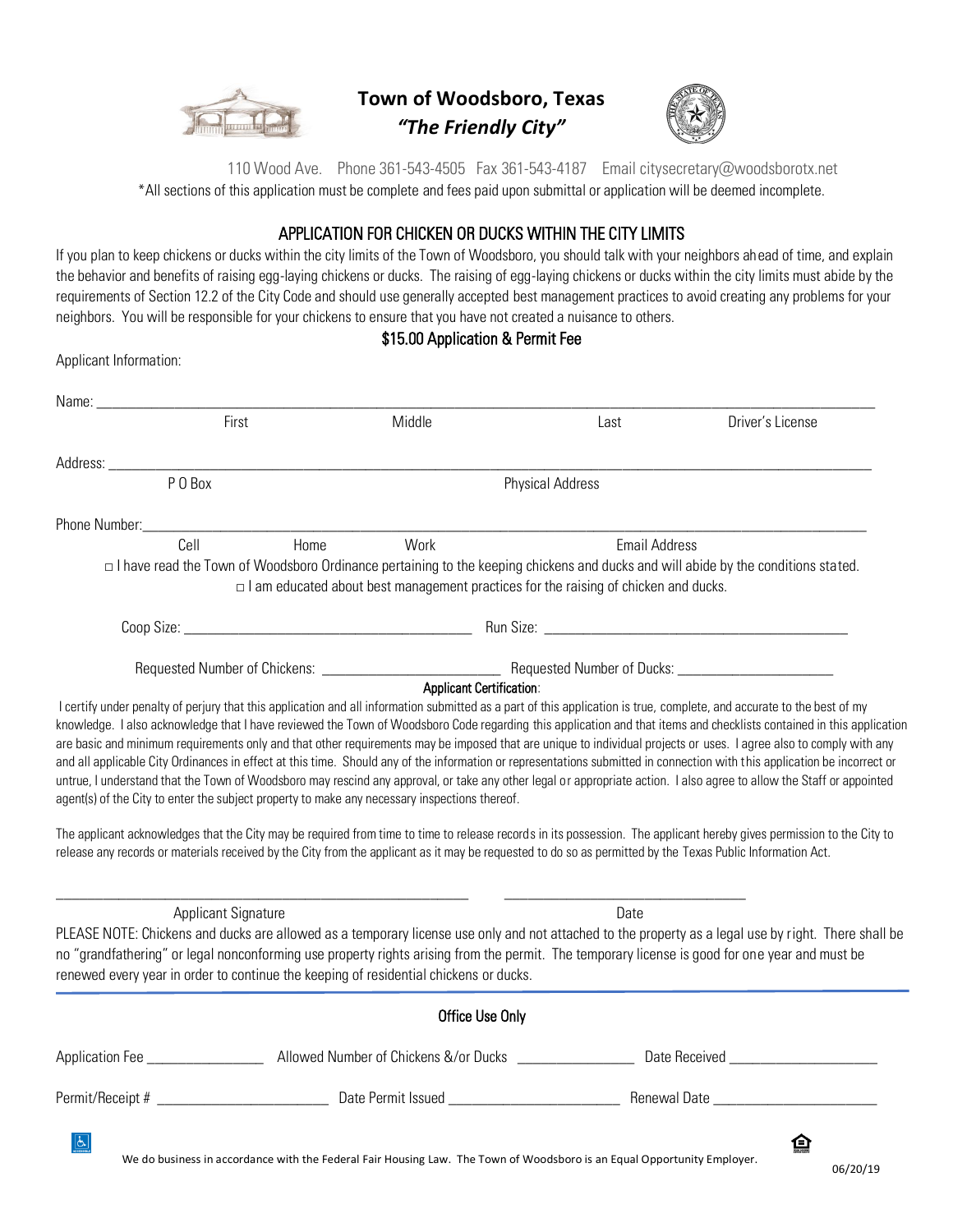# Town of Woodsboro, Texas

***"The Friendly City"***

110 Wood Ave. Phone 361-543-4505 Fax 361-543-4187 Email citysecretary@woodsborotx.net

*All sections of this application must be complete and fees paid upon submittal or application will be deemed incomplete.

## APPLICATION FOR CHICKEN OR DUCKS WITHIN THE CITY LIMITS

If you plan to keep chickens or ducks within the city limits of the Town of Woodsboro, you should talk with your neighbors ahead of time, and explain the behavior and benefits of raising egg-laying chickens or ducks. The raising of egg-laying chickens or ducks within the city limits must abide by the requirements of Section 12.2 of the City Code and should use generally accepted best management practices to avoid creating any problems for your neighbors. You will be responsible for your chickens to ensure that you have not created a nuisance to others.

### $15.00 Application & Permit Fee

Applicant Information:

Name: ______________________________________________________________________________

First Middle Last Driver's License

Address: _____________________________________________________________________________

P O Box Physical Address

Phone Number:_________________________________________________________________________

Cell Home Work Email Address

□ I have read the Town of Woodsboro Ordinance pertaining to the keeping chickens and ducks and will abide by the conditions stated.

□ I am educated about best management practices for the raising of chicken and ducks.

Coop Size: ______________________________ Run Size: ______________________________

Requested Number of Chickens: ____________________ Requested Number of Ducks: ____________________

**Applicant Certification:**

I certify under penalty of perjury that this application and all information submitted as a part of this application is true, complete, and accurate to the best of my knowledge. I also acknowledge that I have reviewed the Town of Woodsboro Code regarding this application and that items and checklists contained in this application are basic and minimum requirements only and that other requirements may be imposed that are unique to individual projects or uses. I agree also to comply with any and all applicable City Ordinances in effect at this time. Should any of the information or representations submitted in connection with this application be incorrect or untrue, I understand that the Town of Woodsboro may rescind any approval, or take any other legal or appropriate action. I also agree to allow the Staff or appointed agent(s) of the City to enter the subject property to make any necessary inspections thereof.

The applicant acknowledges that the City may be required from time to time to release records in its possession. The applicant hereby gives permission to the City to release any records or materials received by the City from the applicant as it may be requested to do so as permitted by the Texas Public Information Act.

______________________________________ ____________________________

Applicant Signature Date

PLEASE NOTE: Chickens and ducks are allowed as a temporary license use only and not attached to the property as a legal use by right. There shall be no "grandfathering" or legal nonconforming use property rights arising from the permit. The temporary license is good for one year and must be renewed every year in order to continue the keeping of residential chickens or ducks.

---

### Office Use Only

Application Fee ______________ Allowed Number of Chickens &/or Ducks ______________ Date Received ________________

Permit/Receipt # ____________________ Date Permit Issued ____________________ Renewal Date ____________________

We do business in accordance with the Federal Fair Housing Law. The Town of Woodsboro is an Equal Opportunity Employer.

06/20/19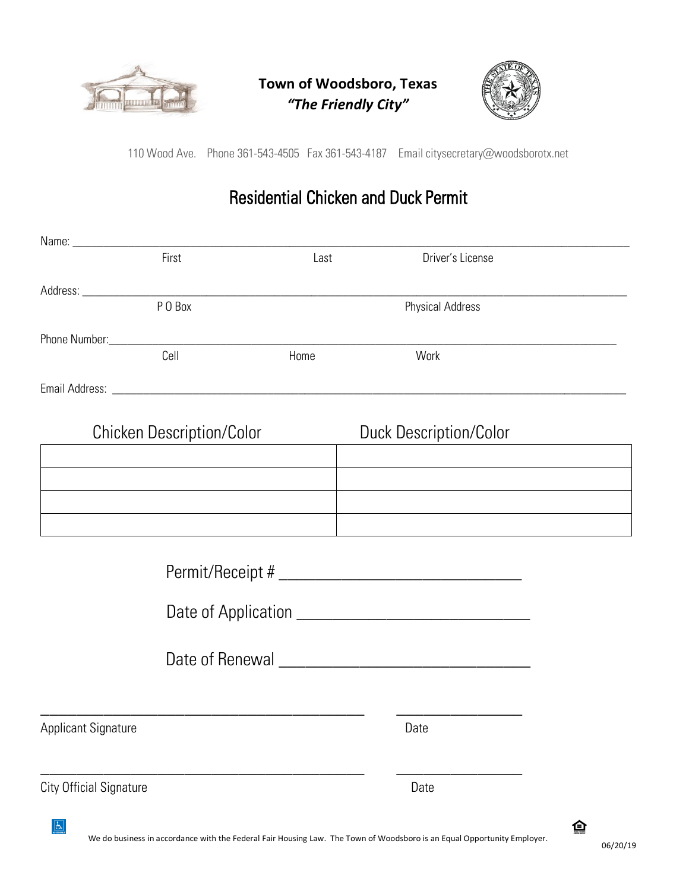**Town of Woodsboro, Texas**
***"The Friendly City"***

110 Wood Ave. Phone 361-543-4505 Fax 361-543-4187 Email citysecretary@woodsborotx.net

# Residential Chicken and Duck Permit

Name: ___________________________________________________________________________
First Last Driver's License

Address: _________________________________________________________________________
P O Box Physical Address

Phone Number:_____________________________________________________________________
Cell Home Work

Email Address: ____________________________________________________________________

| Chicken Description/Color | Duck Description/Color |
|---|---|
| | |
| | |
| | |
| | |

Permit/Receipt # ______________________________

Date of Application ____________________________

Date of Renewal _______________________________

_____________________________________ _______________
Applicant Signature Date

_____________________________________ _______________
City Official Signature Date

We do business in accordance with the Federal Fair Housing Law. The Town of Woodsboro is an Equal Opportunity Employer.

06/20/19